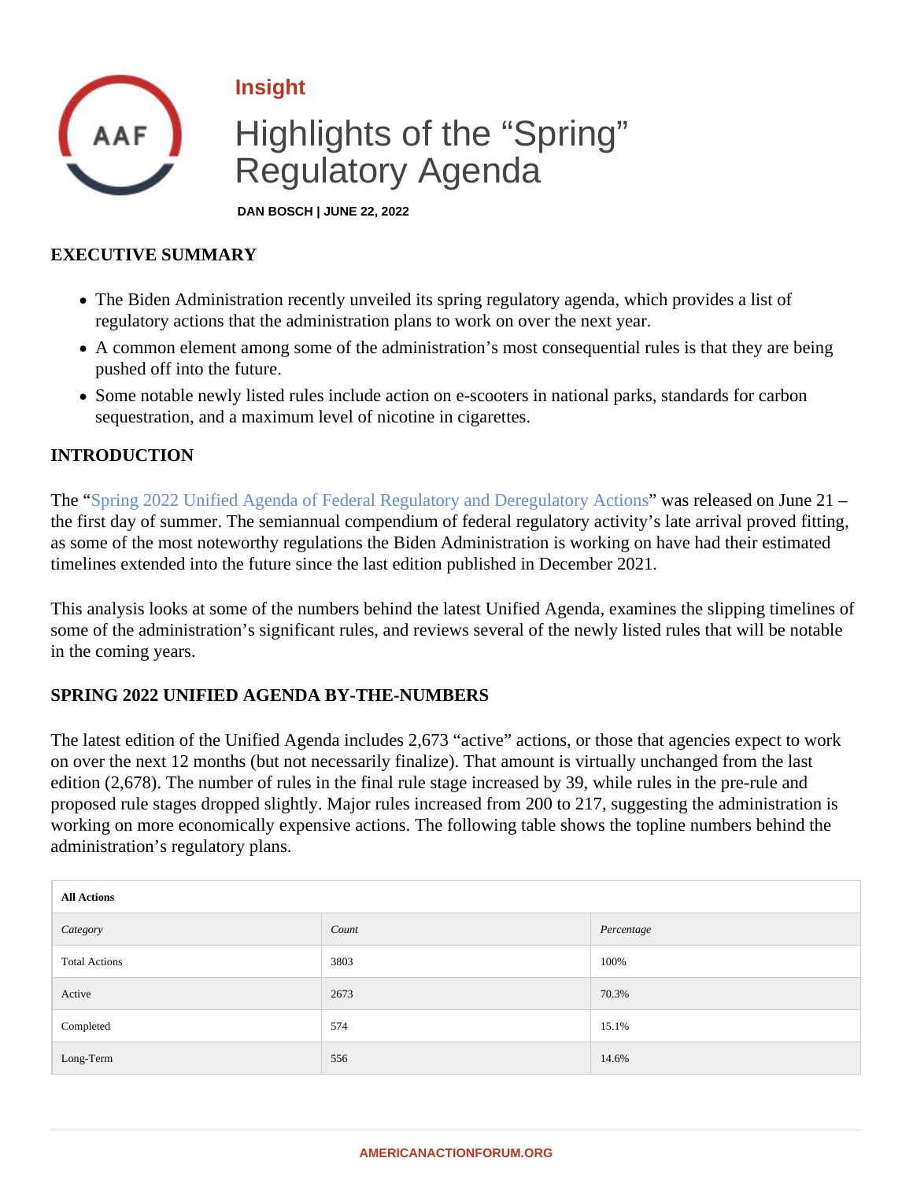Insight

# Highlights of the "Spring" Regulatory Agenda

DAN BOSCH | JUNE 22, 2022

## EXECUTIVE SUMMARY

- The Biden Administration recently unveiled its spring regulatory agenda, which provides a list of regulatory actions that the administration plans to work on over the next year.
- A common element among some of the administration's most consequential rules is that they are being pushed off into the future.
- Some notable newly listed rules include action on e-scooters in national parks, standards for carbon sequestration, and a maximum level of nicotine in cigarettes.

## INTRODUCTION

The "Spring 2022 Unified Agenda of Federal Regulatory and Deregulatory Actions" was released on June 21 – the first day of summer. The semiannual compendium of federal regulatory activity's late arrival proved fitting, as some of the most noteworthy regulations the Biden Administration is working on have had their estimated timelines extended into the future since the last edition published in December 2021.

This analysis looks at some of the numbers behind the latest Unified Agenda, examines the slipping timelines of some of the administration's significant rules, and reviews several of the newly listed rules that will be notable in the coming years.

## SPRING 2022 UNIFIED AGENDA BY-THE-NUMBERS

The latest edition of the Unified Agenda includes 2,673 "active" actions, or those that agencies expect to work on over the next 12 months (but not necessarily finalize). That amount is virtually unchanged from the last edition (2,678). The number of rules in the final rule stage increased by 39, while rules in the pre-rule and proposed rule stages dropped slightly. Major rules increased from 200 to 217, suggesting the administration is working on more economically expensive actions. The following table shows the topline numbers behind the administration's regulatory plans.

| **All Actions** | | |
|---|---|---|
| *Category* | *Count* | *Percentage* |
| Total Actions | 3803 | 100% |
| Active | 2673 | 70.3% |
| Completed | 574 | 15.1% |
| Long-Term | 556 | 14.6% |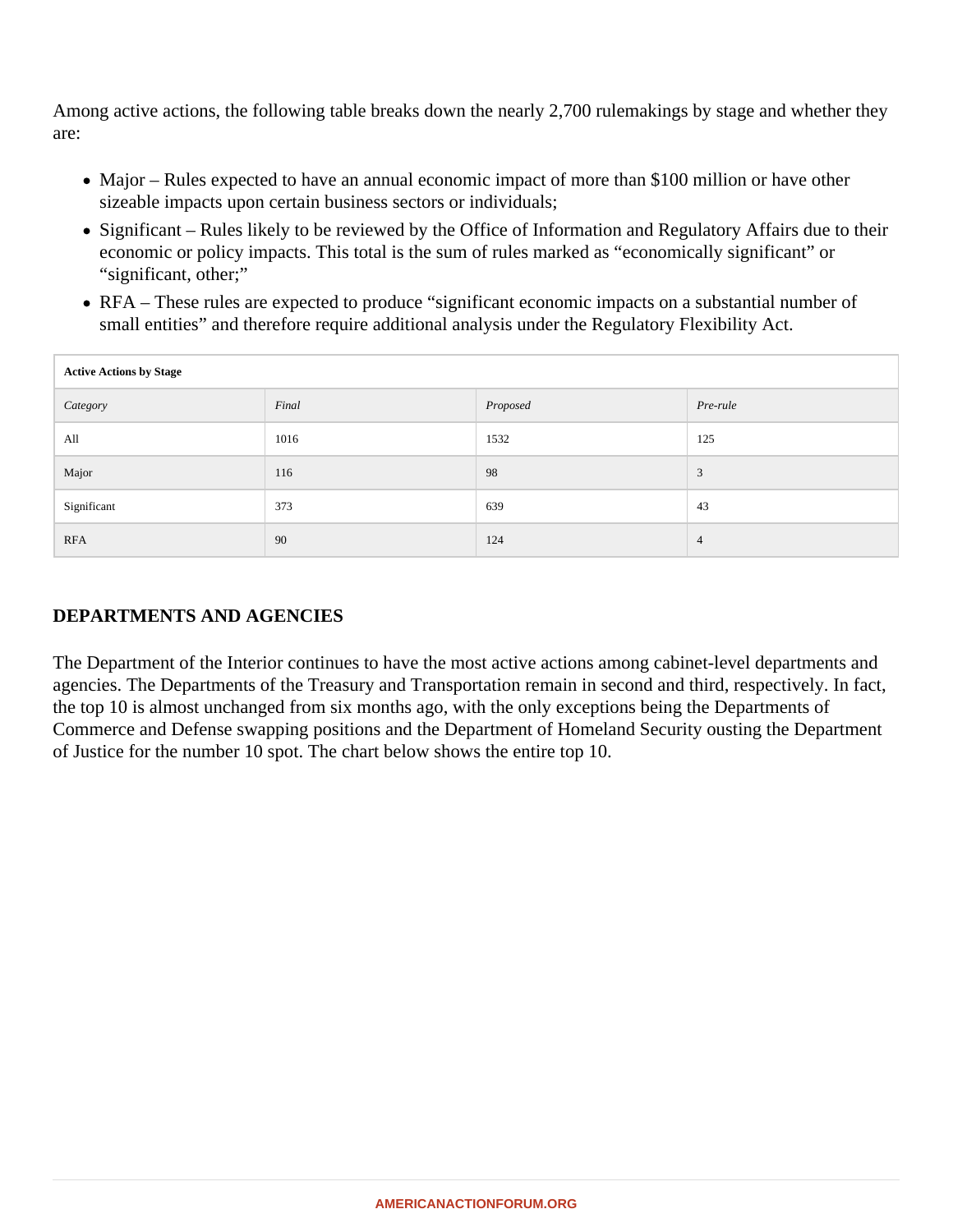Among active actions, the following table breaks down the nearly 2,700 rulemakings by stage and whether they are:

- Major – Rules expected to have an annual economic impact of more than $100 million or have other sizeable impacts upon certain business sectors or individuals;
- Significant – Rules likely to be reviewed by the Office of Information and Regulatory Affairs due to their economic or policy impacts. This total is the sum of rules marked as "economically significant" or "significant, other;"
- RFA – These rules are expected to produce "significant economic impacts on a substantial number of small entities" and therefore require additional analysis under the Regulatory Flexibility Act.

| **Active Actions by Stage** | | | |
|---|---|---|---|
| *Category* | *Final* | *Proposed* | *Pre-rule* |
| All | 1016 | 1532 | 125 |
| Major | 116 | 98 | 3 |
| Significant | 373 | 639 | 43 |
| RFA | 90 | 124 | 4 |

## DEPARTMENTS AND AGENCIES

The Department of the Interior continues to have the most active actions among cabinet-level departments and agencies. The Departments of the Treasury and Transportation remain in second and third, respectively. In fact, the top 10 is almost unchanged from six months ago, with the only exceptions being the Departments of Commerce and Defense swapping positions and the Department of Homeland Security ousting the Department of Justice for the number 10 spot. The chart below shows the entire top 10.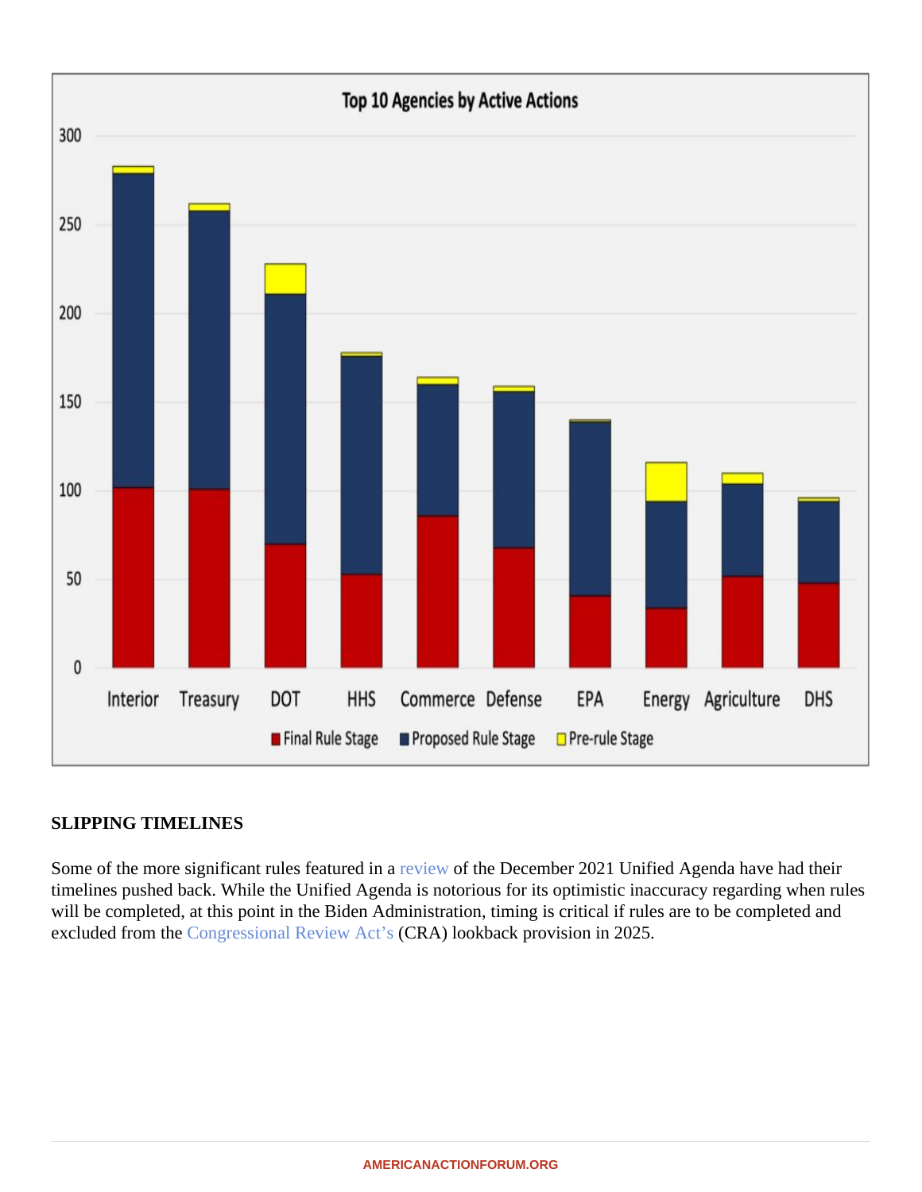**SLIPPING TIMELINES**

Some of the more significant rules featured in a review of the December 2021 Unified Agenda have had their timelines pushed back. While the Unified Agenda is notorious for its optimistic inaccuracy regarding when rules will be completed, at this point in the Biden Administration, timing is critical if rules are to be completed and excluded from the Congressional Review Act's (CRA) lookback provision in 2025.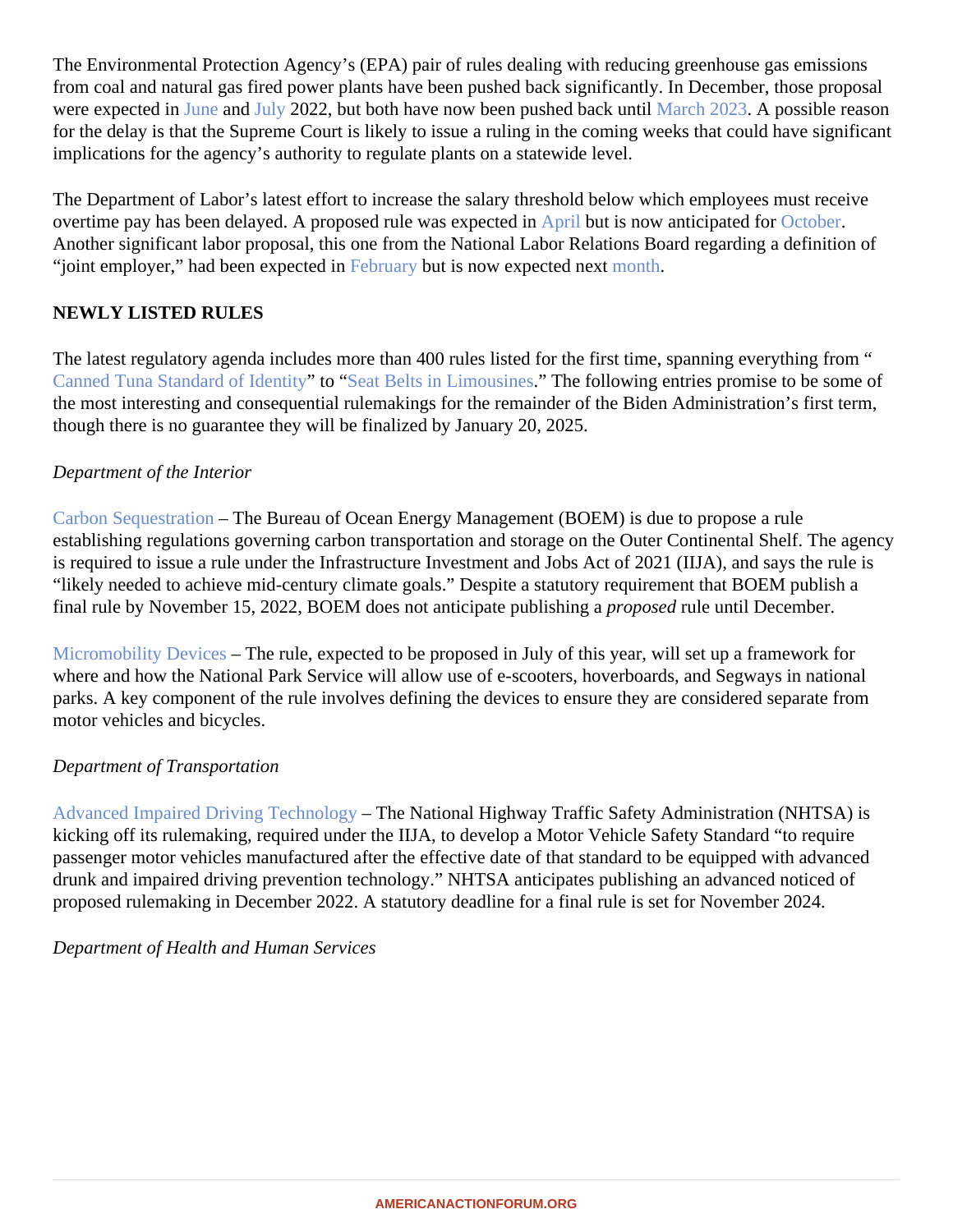The Environmental Protection Agency's (EPA) pair of rules dealing with reducing greenhouse gas emissions from coal and natural gas fired power plants have been pushed back significantly. In December, those proposal were expected in June and July 2022, but both have now been pushed back until March 2023. A possible reason for the delay is that the Supreme Court is likely to issue a ruling in the coming weeks that could have significant implications for the agency's authority to regulate plants on a statewide level.

The Department of Labor's latest effort to increase the salary threshold below which employees must receive overtime pay has been delayed. A proposed rule was expected in April but is now anticipated for October. Another significant labor proposal, this one from the National Labor Relations Board regarding a definition of "joint employer," had been expected in February but is now expected next month.

**NEWLY LISTED RULES**

The latest regulatory agenda includes more than 400 rules listed for the first time, spanning everything from "Canned Tuna Standard of Identity" to "Seat Belts in Limousines." The following entries promise to be some of the most interesting and consequential rulemakings for the remainder of the Biden Administration's first term, though there is no guarantee they will be finalized by January 20, 2025.

*Department of the Interior*

Carbon Sequestration – The Bureau of Ocean Energy Management (BOEM) is due to propose a rule establishing regulations governing carbon transportation and storage on the Outer Continental Shelf. The agency is required to issue a rule under the Infrastructure Investment and Jobs Act of 2021 (IIJA), and says the rule is "likely needed to achieve mid-century climate goals." Despite a statutory requirement that BOEM publish a final rule by November 15, 2022, BOEM does not anticipate publishing a *proposed* rule until December.

Micromobility Devices – The rule, expected to be proposed in July of this year, will set up a framework for where and how the National Park Service will allow use of e-scooters, hoverboards, and Segways in national parks. A key component of the rule involves defining the devices to ensure they are considered separate from motor vehicles and bicycles.

*Department of Transportation*

Advanced Impaired Driving Technology – The National Highway Traffic Safety Administration (NHTSA) is kicking off its rulemaking, required under the IIJA, to develop a Motor Vehicle Safety Standard "to require passenger motor vehicles manufactured after the effective date of that standard to be equipped with advanced drunk and impaired driving prevention technology." NHTSA anticipates publishing an advanced noticed of proposed rulemaking in December 2022. A statutory deadline for a final rule is set for November 2024.

*Department of Health and Human Services*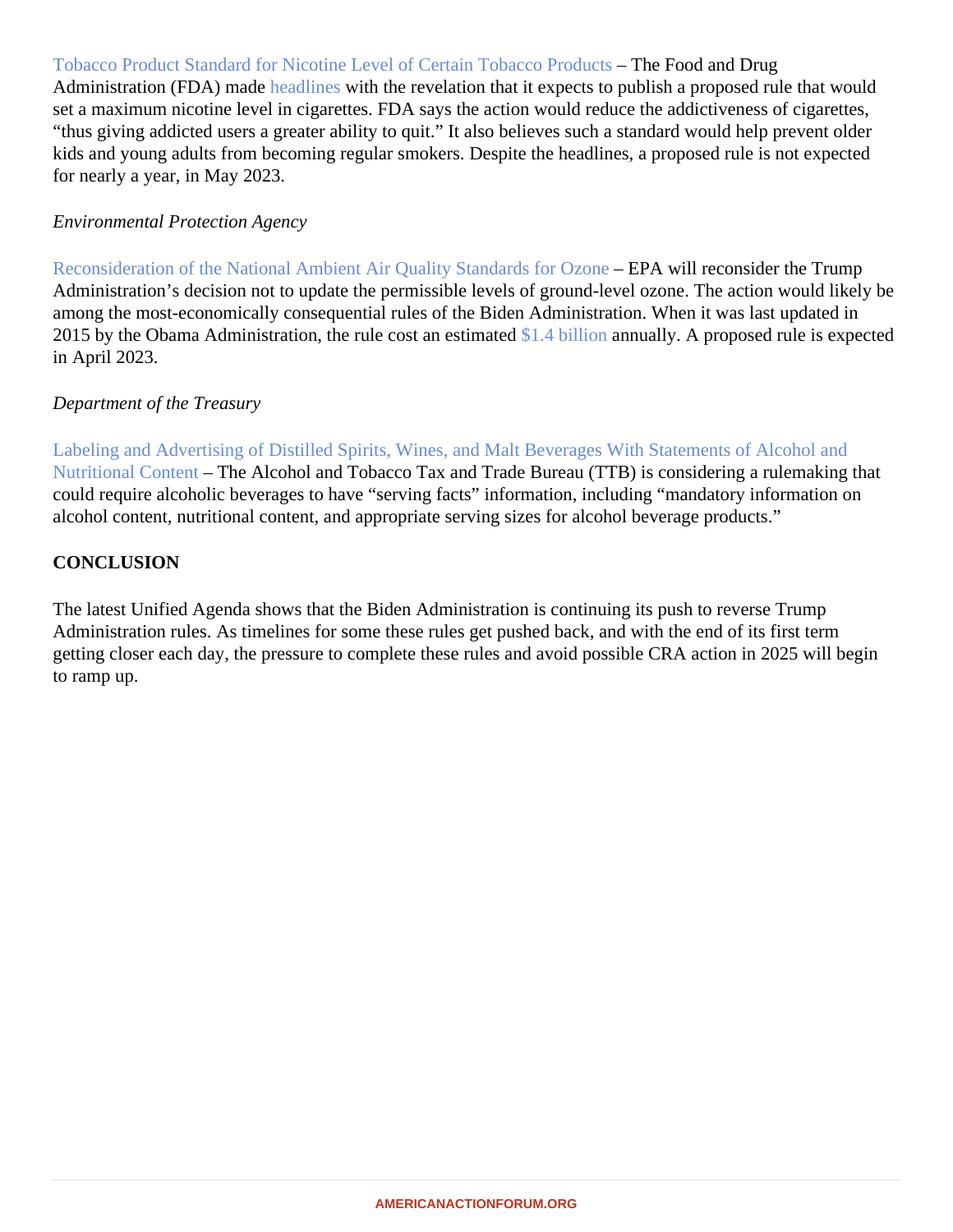Tobacco Product Standard for Nicotine Level of Certain Tobacco Products – The Food and Drug Administration (FDA) made headlines with the revelation that it expects to publish a proposed rule that would set a maximum nicotine level in cigarettes. FDA says the action would reduce the addictiveness of cigarettes, "thus giving addicted users a greater ability to quit." It also believes such a standard would help prevent older kids and young adults from becoming regular smokers. Despite the headlines, a proposed rule is not expected for nearly a year, in May 2023.

*Environmental Protection Agency*

Reconsideration of the National Ambient Air Quality Standards for Ozone – EPA will reconsider the Trump Administration's decision not to update the permissible levels of ground-level ozone. The action would likely be among the most-economically consequential rules of the Biden Administration. When it was last updated in 2015 by the Obama Administration, the rule cost an estimated $1.4 billion annually. A proposed rule is expected in April 2023.

*Department of the Treasury*

Labeling and Advertising of Distilled Spirits, Wines, and Malt Beverages With Statements of Alcohol and Nutritional Content – The Alcohol and Tobacco Tax and Trade Bureau (TTB) is considering a rulemaking that could require alcoholic beverages to have "serving facts" information, including "mandatory information on alcohol content, nutritional content, and appropriate serving sizes for alcohol beverage products."

**CONCLUSION**

The latest Unified Agenda shows that the Biden Administration is continuing its push to reverse Trump Administration rules. As timelines for some these rules get pushed back, and with the end of its first term getting closer each day, the pressure to complete these rules and avoid possible CRA action in 2025 will begin to ramp up.